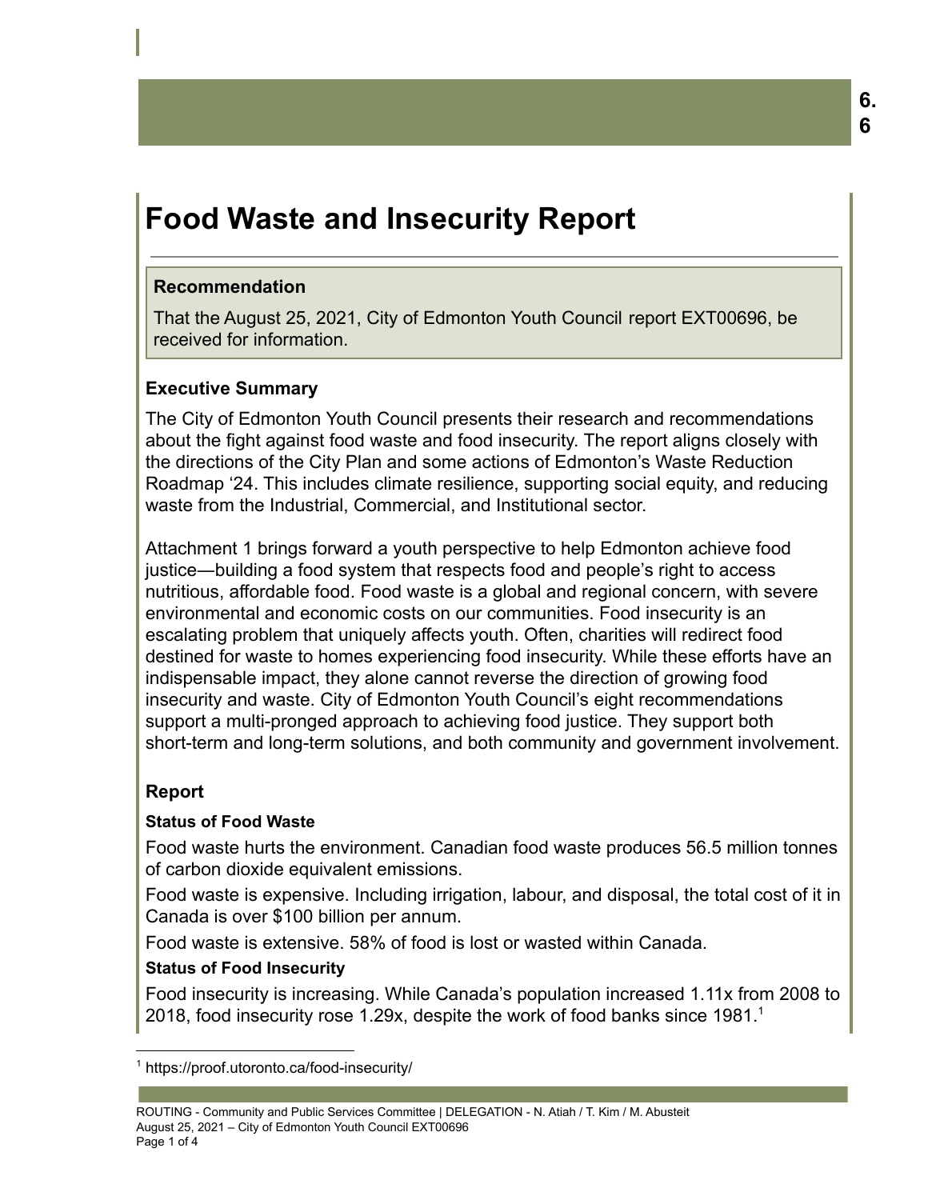# Food Waste and Insecurity Report

**Recommendation**

That the August 25, 2021, City of Edmonton Youth Council report EXT00696, be received for information.

### Executive Summary

The City of Edmonton Youth Council presents their research and recommendations about the fight against food waste and food insecurity. The report aligns closely with the directions of the City Plan and some actions of Edmonton's Waste Reduction Roadmap '24. This includes climate resilience, supporting social equity, and reducing waste from the Industrial, Commercial, and Institutional sector.

Attachment 1 brings forward a youth perspective to help Edmonton achieve food justice—building a food system that respects food and people's right to access nutritious, affordable food. Food waste is a global and regional concern, with severe environmental and economic costs on our communities. Food insecurity is an escalating problem that uniquely affects youth. Often, charities will redirect food destined for waste to homes experiencing food insecurity. While these efforts have an indispensable impact, they alone cannot reverse the direction of growing food insecurity and waste. City of Edmonton Youth Council's eight recommendations support a multi-pronged approach to achieving food justice. They support both short-term and long-term solutions, and both community and government involvement.

### Report

#### Status of Food Waste

Food waste hurts the environment. Canadian food waste produces 56.5 million tonnes of carbon dioxide equivalent emissions.

Food waste is expensive. Including irrigation, labour, and disposal, the total cost of it in Canada is over $100 billion per annum.

Food waste is extensive. 58% of food is lost or wasted within Canada.

#### Status of Food Insecurity

Food insecurity is increasing. While Canada's population increased 1.11x from 2008 to 2018, food insecurity rose 1.29x, despite the work of food banks since 1981.[1]

[1] https://proof.utoronto.ca/food-insecurity/

ROUTING - Community and Public Services Committee | DELEGATION - N. Atiah / T. Kim / M. Abusteit
August 25, 2021 – City of Edmonton Youth Council EXT00696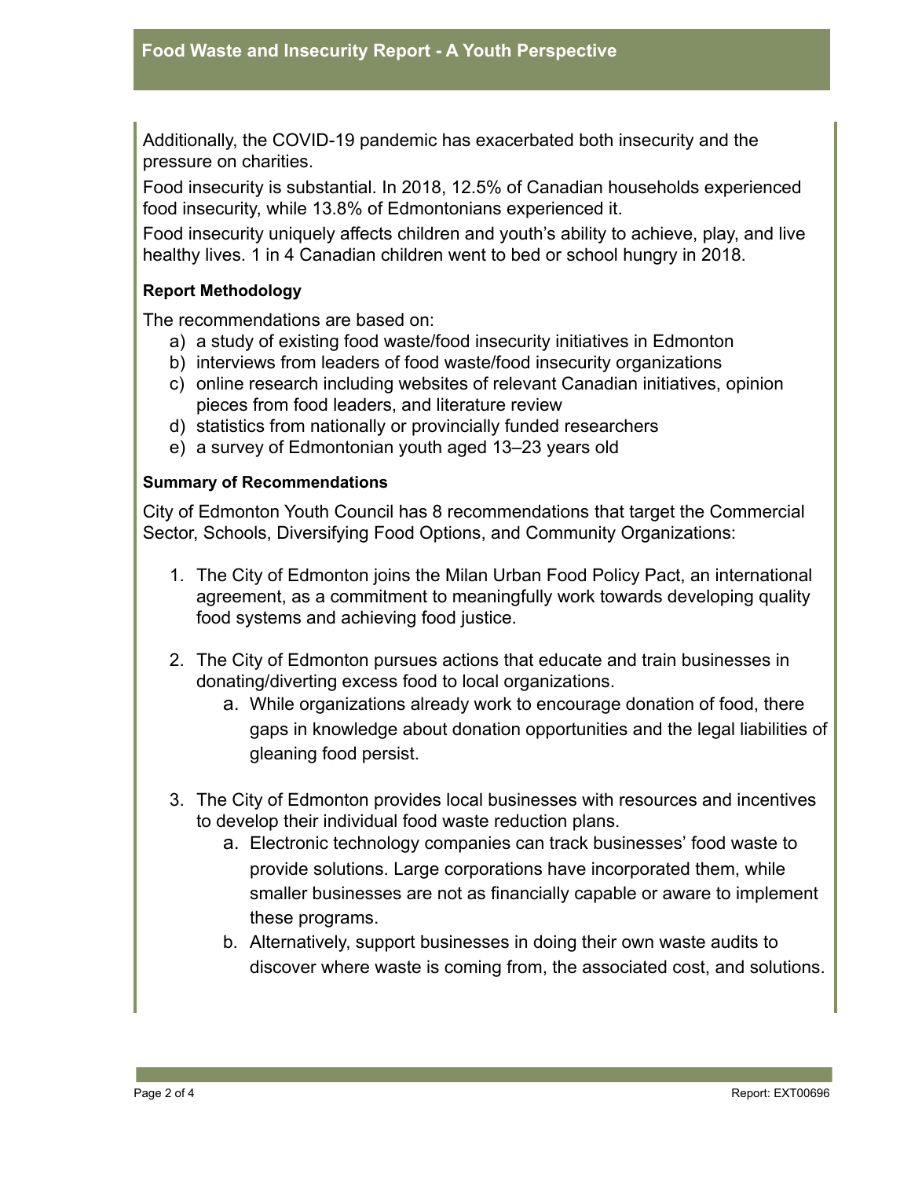Additionally, the COVID-19 pandemic has exacerbated both insecurity and the pressure on charities.

Food insecurity is substantial. In 2018, 12.5% of Canadian households experienced food insecurity, while 13.8% of Edmontonians experienced it.

Food insecurity uniquely affects children and youth's ability to achieve, play, and live healthy lives. 1 in 4 Canadian children went to bed or school hungry in 2018.

**Report Methodology**

The recommendations are based on:

a) a study of existing food waste/food insecurity initiatives in Edmonton
b) interviews from leaders of food waste/food insecurity organizations
c) online research including websites of relevant Canadian initiatives, opinion pieces from food leaders, and literature review
d) statistics from nationally or provincially funded researchers
e) a survey of Edmontonian youth aged 13–23 years old

**Summary of Recommendations**

City of Edmonton Youth Council has 8 recommendations that target the Commercial Sector, Schools, Diversifying Food Options, and Community Organizations:

1. The City of Edmonton joins the Milan Urban Food Policy Pact, an international agreement, as a commitment to meaningfully work towards developing quality food systems and achieving food justice.

2. The City of Edmonton pursues actions that educate and train businesses in donating/diverting excess food to local organizations.
   a. While organizations already work to encourage donation of food, there gaps in knowledge about donation opportunities and the legal liabilities of gleaning food persist.

3. The City of Edmonton provides local businesses with resources and incentives to develop their individual food waste reduction plans.
   a. Electronic technology companies can track businesses' food waste to provide solutions. Large corporations have incorporated them, while smaller businesses are not as financially capable or aware to implement these programs.
   b. Alternatively, support businesses in doing their own waste audits to discover where waste is coming from, the associated cost, and solutions.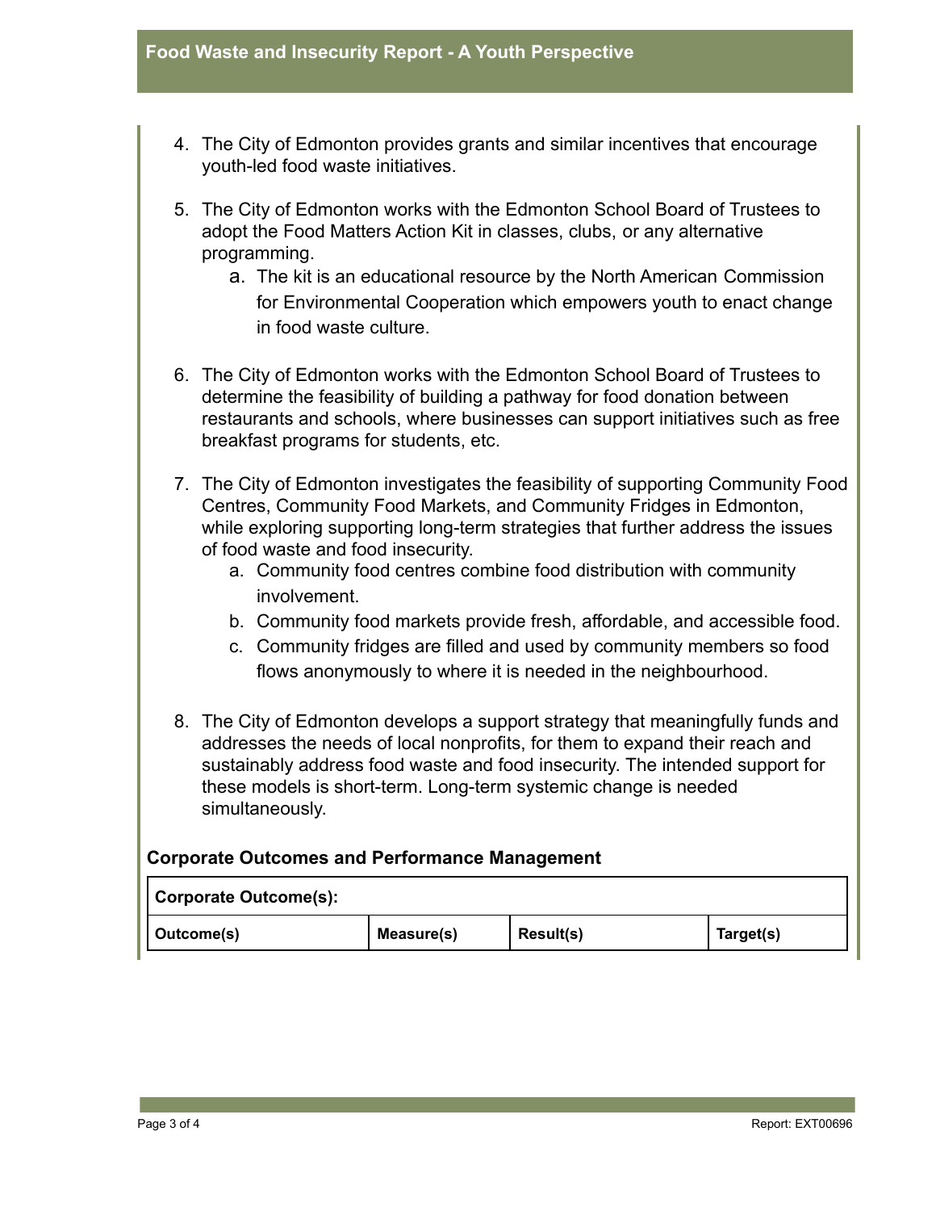4. The City of Edmonton provides grants and similar incentives that encourage youth-led food waste initiatives.

5. The City of Edmonton works with the Edmonton School Board of Trustees to adopt the Food Matters Action Kit in classes, clubs, or any alternative programming.
    a. The kit is an educational resource by the North American Commission for Environmental Cooperation which empowers youth to enact change in food waste culture.

6. The City of Edmonton works with the Edmonton School Board of Trustees to determine the feasibility of building a pathway for food donation between restaurants and schools, where businesses can support initiatives such as free breakfast programs for students, etc.

7. The City of Edmonton investigates the feasibility of supporting Community Food Centres, Community Food Markets, and Community Fridges in Edmonton, while exploring supporting long-term strategies that further address the issues of food waste and food insecurity.
    a. Community food centres combine food distribution with community involvement.
    b. Community food markets provide fresh, affordable, and accessible food.
    c. Community fridges are filled and used by community members so food flows anonymously to where it is needed in the neighbourhood.

8. The City of Edmonton develops a support strategy that meaningfully funds and addresses the needs of local nonprofits, for them to expand their reach and sustainably address food waste and food insecurity. The intended support for these models is short-term. Long-term systemic change is needed simultaneously.

### Corporate Outcomes and Performance Management

| **Corporate Outcome(s):** | | | |
|---|---|---|---|
| **Outcome(s)** | **Measure(s)** | **Result(s)** | **Target(s)** |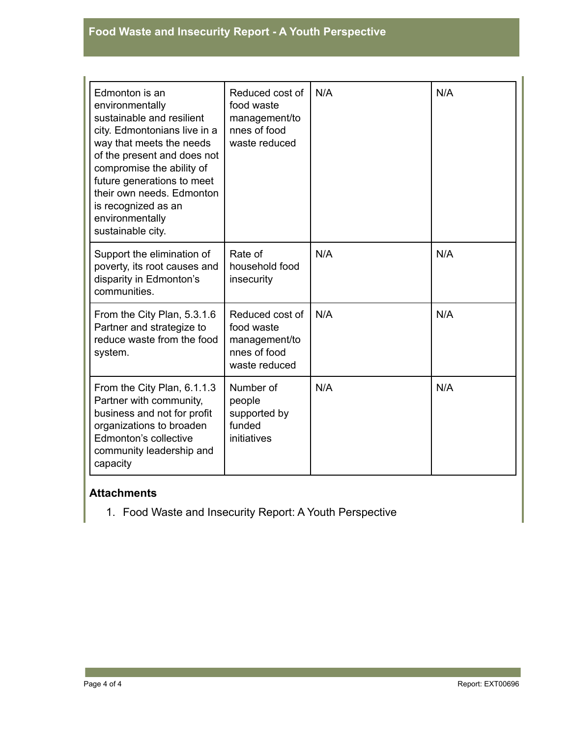| | | | |
|---|---|---|---|
| Edmonton is an environmentally sustainable and resilient city. Edmontonians live in a way that meets the needs of the present and does not compromise the ability of future generations to meet their own needs. Edmonton is recognized as an environmentally sustainable city. | Reduced cost of food waste management/tonnes of food waste reduced | N/A | N/A |
| Support the elimination of poverty, its root causes and disparity in Edmonton's communities. | Rate of household food insecurity | N/A | N/A |
| From the City Plan, 5.3.1.6 Partner and strategize to reduce waste from the food system. | Reduced cost of food waste management/tonnes of food waste reduced | N/A | N/A |
| From the City Plan, 6.1.1.3 Partner with community, business and not for profit organizations to broaden Edmonton's collective community leadership and capacity | Number of people supported by funded initiatives | N/A | N/A |

### Attachments

1. Food Waste and Insecurity Report: A Youth Perspective